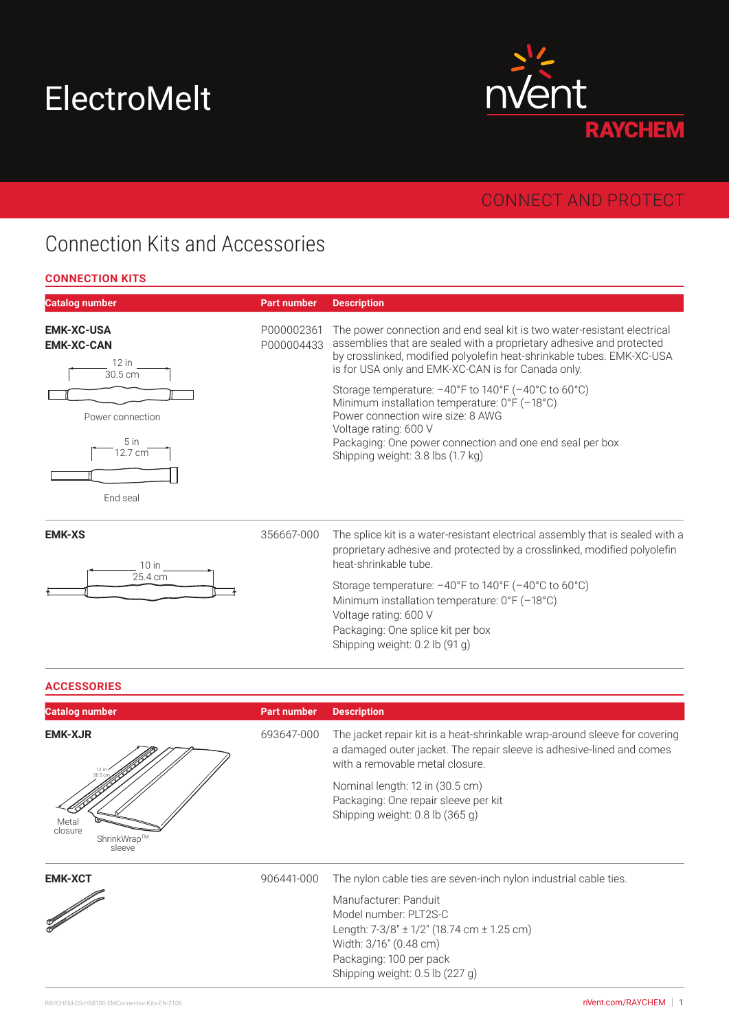ElectroMelt

nVent RAYCHEM

CONNECT AND PROTECT

# Connection Kits and Accessories

## CONNECTION KITS

| Catalog number | Part number | Description |
|---|---|---|
| **EMK-XC-USA**<br>**EMK-XC-CAN**<br>12 in 30.5 cm<br>Power connection<br>5 in 12.7 cm<br>End seal | P000002361<br>P000004433 | The power connection and end seal kit is two water-resistant electrical assemblies that are sealed with a proprietary adhesive and protected by crosslinked, modified polyolefin heat-shrinkable tubes. EMK-XC-USA is for USA only and EMK-XC-CAN is for Canada only.<br><br>Storage temperature: –40°F to 140°F (–40°C to 60°C)<br>Minimum installation temperature: 0°F (–18°C)<br>Power connection wire size: 8 AWG<br>Voltage rating: 600 V<br>Packaging: One power connection and one end seal per box<br>Shipping weight: 3.8 lbs (1.7 kg) |
| **EMK-XS**<br>10 in 25.4 cm | 356667-000 | The splice kit is a water-resistant electrical assembly that is sealed with a proprietary adhesive and protected by a crosslinked, modified polyolefin heat-shrinkable tube.<br><br>Storage temperature: –40°F to 140°F (–40°C to 60°C)<br>Minimum installation temperature: 0°F (–18°C)<br>Voltage rating: 600 V<br>Packaging: One splice kit per box<br>Shipping weight: 0.2 lb (91 g) |

## ACCESSORIES

| Catalog number | Part number | Description |
|---|---|---|
| **EMK-XJR**<br>12 in 30.5 cm<br>Metal closure<br>ShrinkWrap™ sleeve | 693647-000 | The jacket repair kit is a heat-shrinkable wrap-around sleeve for covering a damaged outer jacket. The repair sleeve is adhesive-lined and comes with a removable metal closure.<br><br>Nominal length: 12 in (30.5 cm)<br>Packaging: One repair sleeve per kit<br>Shipping weight: 0.8 lb (365 g) |
| **EMK-XCT** | 906441-000 | The nylon cable ties are seven-inch nylon industrial cable ties.<br><br>Manufacturer: Panduit<br>Model number: PLT2S-C<br>Length: 7-3/8" ± 1/2" (18.74 cm ± 1.25 cm)<br>Width: 3/16" (0.48 cm)<br>Packaging: 100 per pack<br>Shipping weight: 0.5 lb (227 g) |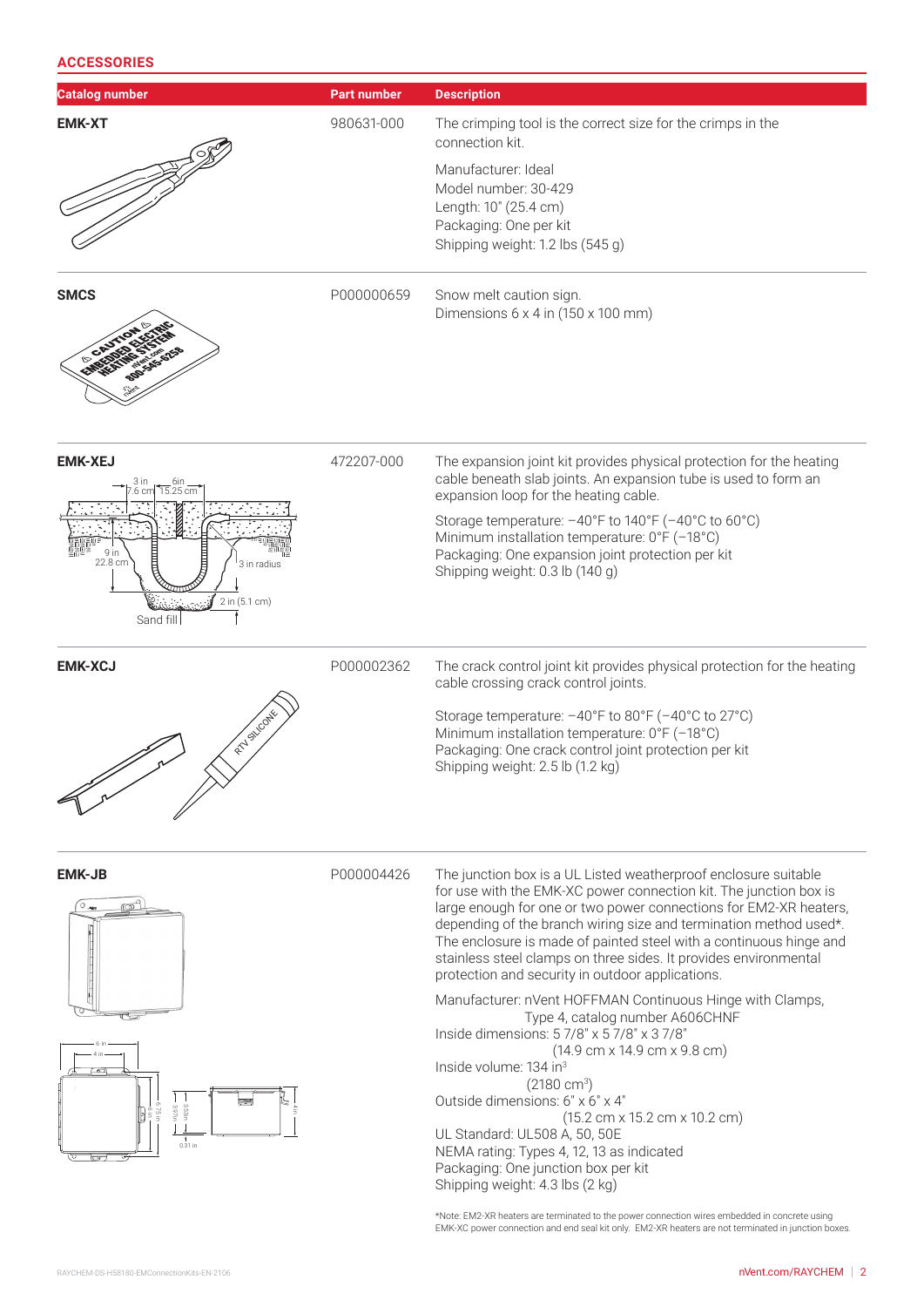## ACCESSORIES

| Catalog number | Part number | Description |
|---|---|---|
| **EMK-XT** | 980631-000 | The crimping tool is the correct size for the crimps in the connection kit.<br><br>Manufacturer: Ideal<br>Model number: 30-429<br>Length: 10" (25.4 cm)<br>Packaging: One per kit<br>Shipping weight: 1.2 lbs (545 g) |
| **SMCS** | P000000659 | Snow melt caution sign.<br>Dimensions 6 x 4 in (150 x 100 mm) |
| **EMK-XEJ** | 472207-000 | The expansion joint kit provides physical protection for the heating cable beneath slab joints. An expansion tube is used to form an expansion loop for the heating cable.<br><br>Storage temperature: –40°F to 140°F (–40°C to 60°C)<br>Minimum installation temperature: 0°F (–18°C)<br>Packaging: One expansion joint protection per kit<br>Shipping weight: 0.3 lb (140 g) |
| **EMK-XCJ** | P000002362 | The crack control joint kit provides physical protection for the heating cable crossing crack control joints.<br><br>Storage temperature: –40°F to 80°F (–40°C to 27°C)<br>Minimum installation temperature: 0°F (–18°C)<br>Packaging: One crack control joint protection per kit<br>Shipping weight: 2.5 lb (1.2 kg) |
| **EMK-JB** | P000004426 | The junction box is a UL Listed weatherproof enclosure suitable for use with the EMK-XC power connection kit. The junction box is large enough for one or two power connections for EM2-XR heaters, depending of the branch wiring size and termination method used*. The enclosure is made of painted steel with a continuous hinge and stainless steel clamps on three sides. It provides environmental protection and security in outdoor applications.<br><br>Manufacturer: nVent HOFFMAN Continuous Hinge with Clamps, Type 4, catalog number A606CHNF<br>Inside dimensions: 5 7/8" x 5 7/8" x 3 7/8" (14.9 cm x 14.9 cm x 9.8 cm)<br>Inside volume: 134 in³ (2180 cm³)<br>Outside dimensions: 6" x 6" x 4" (15.2 cm x 15.2 cm x 10.2 cm)<br>UL Standard: UL508 A, 50, 50E<br>NEMA rating: Types 4, 12, 13 as indicated<br>Packaging: One junction box per kit<br>Shipping weight: 4.3 lbs (2 kg) |

*Note: EM2-XR heaters are terminated to the power connection wires embedded in concrete using EMK-XC power connection and end seal kit only. EM2-XR heaters are not terminated in junction boxes.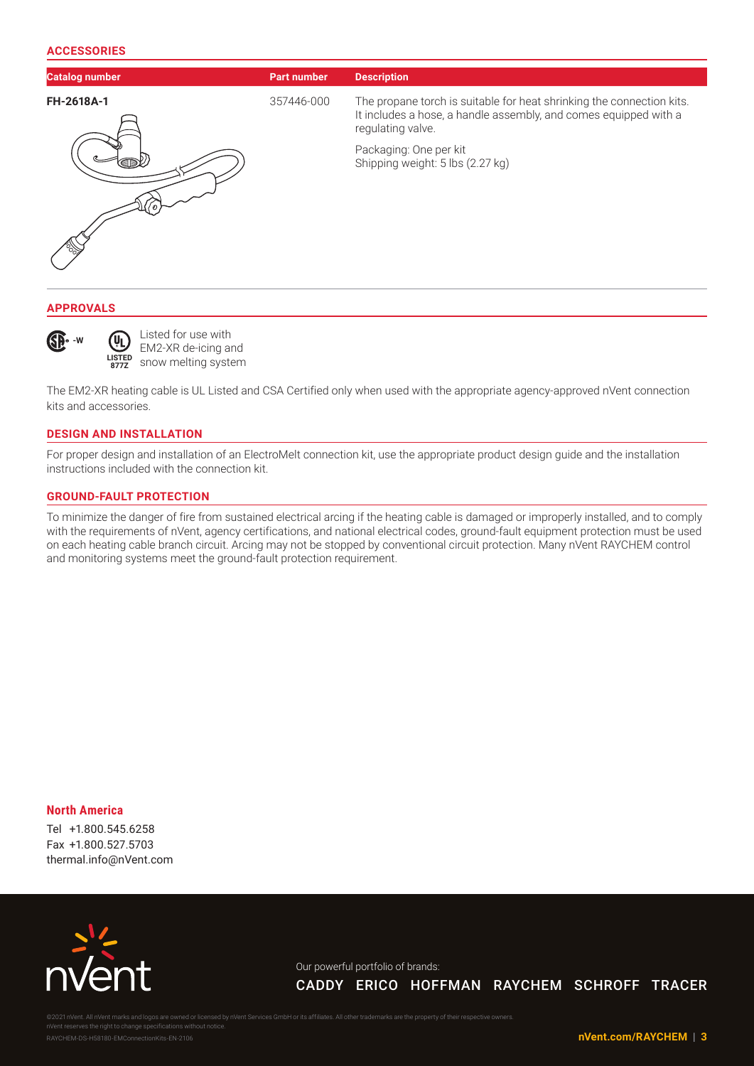## ACCESSORIES

| Catalog number | Part number | Description |
|---|---|---|
| **FH-2618A-1** | 357446-000 | The propane torch is suitable for heat shrinking the connection kits. It includes a hose, a handle assembly, and comes equipped with a regulating valve.<br><br>Packaging: One per kit<br>Shipping weight: 5 lbs (2.27 kg) |

## APPROVALS

-W

Listed for use with EM2-XR de-icing and snow melting system

LISTED 877Z

The EM2-XR heating cable is UL Listed and CSA Certified only when used with the appropriate agency-approved nVent connection kits and accessories.

### DESIGN AND INSTALLATION

For proper design and installation of an ElectroMelt connection kit, use the appropriate product design guide and the installation instructions included with the connection kit.

### GROUND-FAULT PROTECTION

To minimize the danger of fire from sustained electrical arcing if the heating cable is damaged or improperly installed, and to comply with the requirements of nVent, agency certifications, and national electrical codes, ground-fault equipment protection must be used on each heating cable branch circuit. Arcing may not be stopped by conventional circuit protection. Many nVent RAYCHEM control and monitoring systems meet the ground-fault protection requirement.

**North America**

Tel +1.800.545.6258
Fax +1.800.527.5703
thermal.info@nVent.com

Our powerful portfolio of brands:

CADDY ERICO HOFFMAN RAYCHEM SCHROFF TRACER

©2021 nVent. All nVent marks and logos are owned or licensed by nVent Services GmbH or its affiliates. All other trademarks are the property of their respective owners.
nVent reserves the right to change specifications without notice.

RAYCHEM-DS-H58180-EMConnectionKits-EN-2106

**nVent.com/RAYCHEM**